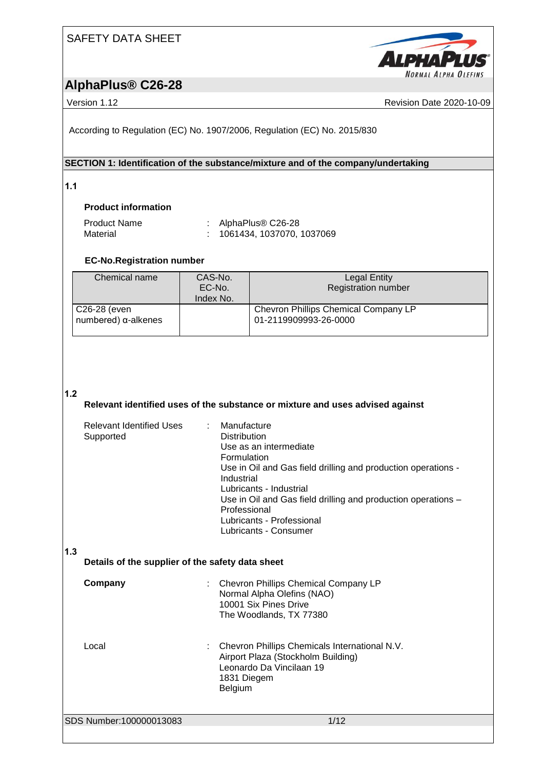SAFETY DATA SHEET

# AlphaPlus® C26-28

Version 1.12 | Revision Date 2020-10-09

According to Regulation (EC) No. 1907/2006, Regulation (EC) No. 2015/830

## SECTION 1: Identification of the substance/mixture and of the company/undertaking

### 1.1

**Product information**

Product Name : AlphaPlus® C26-28
Material : 1061434, 1037070, 1037069

**EC-No.Registration number**

| Chemical name | CAS-No.<br>EC-No.<br>Index No. | Legal Entity<br>Registration number |
|---|---|---|
| C26-28 (even numbered) α-alkenes | | Chevron Phillips Chemical Company LP<br>01-2119909993-26-0000 |

### 1.2

**Relevant identified uses of the substance or mixture and uses advised against**

Relevant Identified Uses Supported :
- Manufacture
- Distribution
- Use as an intermediate
- Formulation
- Use in Oil and Gas field drilling and production operations - Industrial
- Lubricants - Industrial
- Use in Oil and Gas field drilling and production operations – Professional
- Lubricants - Professional
- Lubricants - Consumer

### 1.3

**Details of the supplier of the safety data sheet**

**Company** :
Chevron Phillips Chemical Company LP
Normal Alpha Olefins (NAO)
10001 Six Pines Drive
The Woodlands, TX 77380

Local :
Chevron Phillips Chemicals International N.V.
Airport Plaza (Stockholm Building)
Leonardo Da Vincilaan 19
1831 Diegem
Belgium

SDS Number:100000013083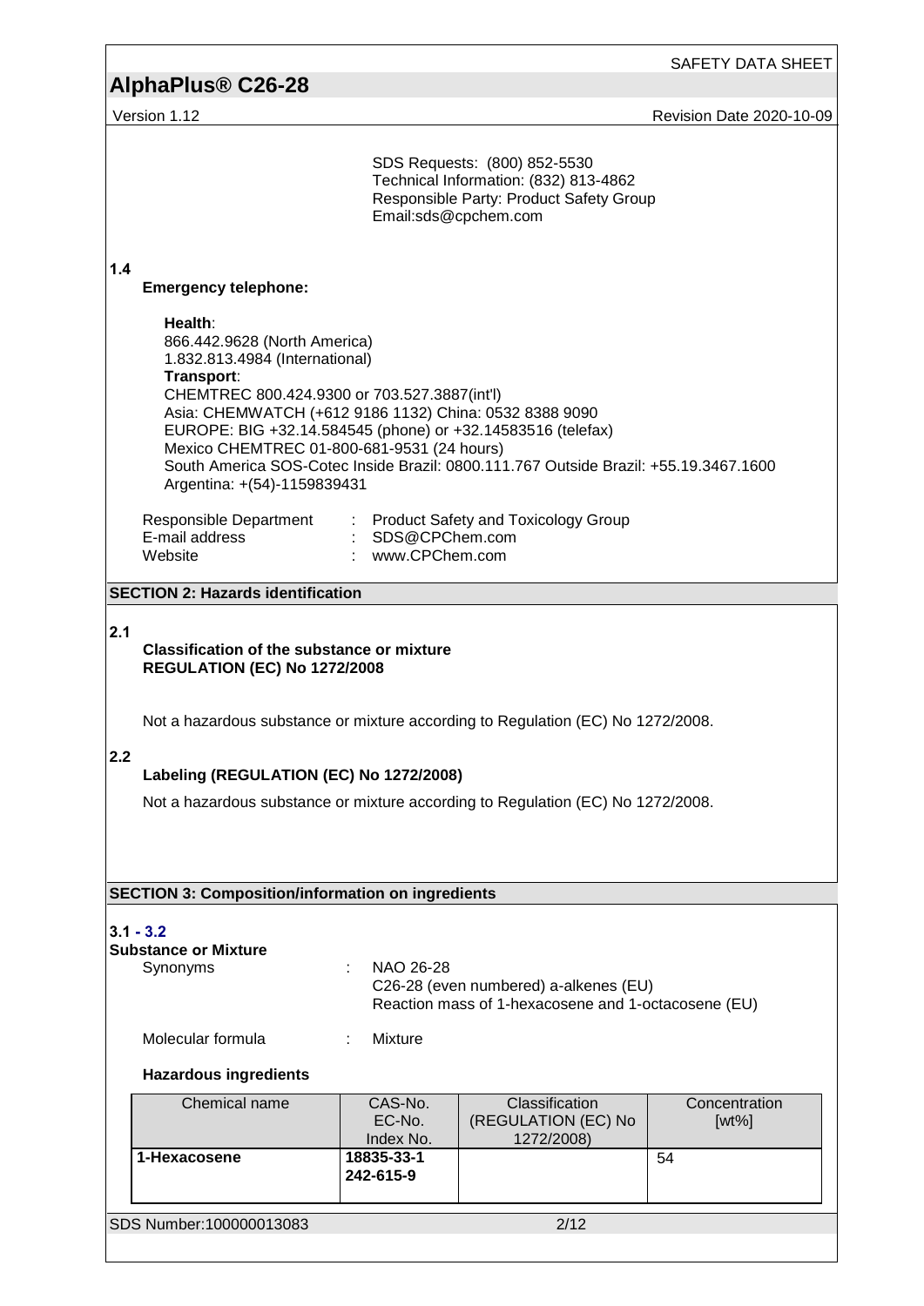SDS Requests: (800) 852-5530
Technical Information: (832) 813-4862
Responsible Party: Product Safety Group
Email:sds@cpchem.com

**1.4**

**Emergency telephone:**

**Health**:
866.442.9628 (North America)
1.832.813.4984 (International)
**Transport**:
CHEMTREC 800.424.9300 or 703.527.3887(int'l)
Asia: CHEMWATCH (+612 9186 1132) China: 0532 8388 9090
EUROPE: BIG +32.14.584545 (phone) or +32.14583516 (telefax)
Mexico CHEMTREC 01-800-681-9531 (24 hours)
South America SOS-Cotec Inside Brazil: 0800.111.767 Outside Brazil: +55.19.3467.1600
Argentina: +(54)-1159839431

Responsible Department : Product Safety and Toxicology Group
E-mail address : SDS@CPChem.com
Website : www.CPChem.com

## SECTION 2: Hazards identification

**2.1**

**Classification of the substance or mixture**
**REGULATION (EC) No 1272/2008**

Not a hazardous substance or mixture according to Regulation (EC) No 1272/2008.

**2.2**

**Labeling (REGULATION (EC) No 1272/2008)**

Not a hazardous substance or mixture according to Regulation (EC) No 1272/2008.

## SECTION 3: Composition/information on ingredients

**3.1 - 3.2**

**Substance or Mixture**

Synonyms : NAO 26-28
C26-28 (even numbered) a-alkenes (EU)
Reaction mass of 1-hexacosene and 1-octacosene (EU)

Molecular formula : Mixture

**Hazardous ingredients**

| Chemical name | CAS-No.<br>EC-No.<br>Index No. | Classification<br>(REGULATION (EC) No 1272/2008) | Concentration<br>[wt%] |
|---|---|---|---|
| **1-Hexacosene** | **18835-33-1**<br>**242-615-9** | | 54 |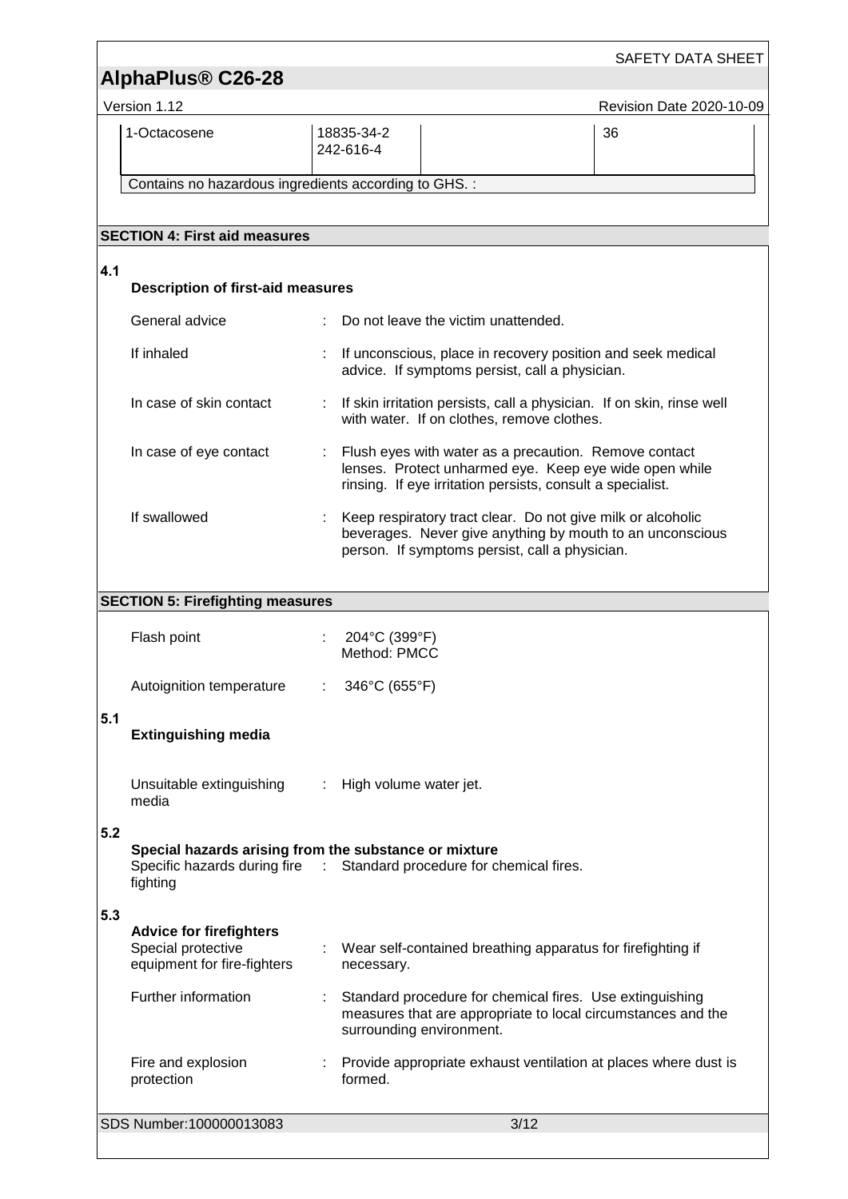| 1-Octacosene | 18835-34-2<br>242-616-4 | | 36 |
|---|---|---|---|
| Contains no hazardous ingredients according to GHS. : | | | |

## SECTION 4: First aid measures

**4.1 Description of first-aid measures**

General advice : Do not leave the victim unattended.

If inhaled : If unconscious, place in recovery position and seek medical advice. If symptoms persist, call a physician.

In case of skin contact : If skin irritation persists, call a physician. If on skin, rinse well with water. If on clothes, remove clothes.

In case of eye contact : Flush eyes with water as a precaution. Remove contact lenses. Protect unharmed eye. Keep eye wide open while rinsing. If eye irritation persists, consult a specialist.

If swallowed : Keep respiratory tract clear. Do not give milk or alcoholic beverages. Never give anything by mouth to an unconscious person. If symptoms persist, call a physician.

## SECTION 5: Firefighting measures

Flash point : 204°C (399°F)
Method: PMCC

Autoignition temperature : 346°C (655°F)

**5.1 Extinguishing media**

Unsuitable extinguishing media : High volume water jet.

**5.2 Special hazards arising from the substance or mixture**

Specific hazards during fire fighting : Standard procedure for chemical fires.

**5.3 Advice for firefighters**

Special protective equipment for fire-fighters : Wear self-contained breathing apparatus for firefighting if necessary.

Further information : Standard procedure for chemical fires. Use extinguishing measures that are appropriate to local circumstances and the surrounding environment.

Fire and explosion protection : Provide appropriate exhaust ventilation at places where dust is formed.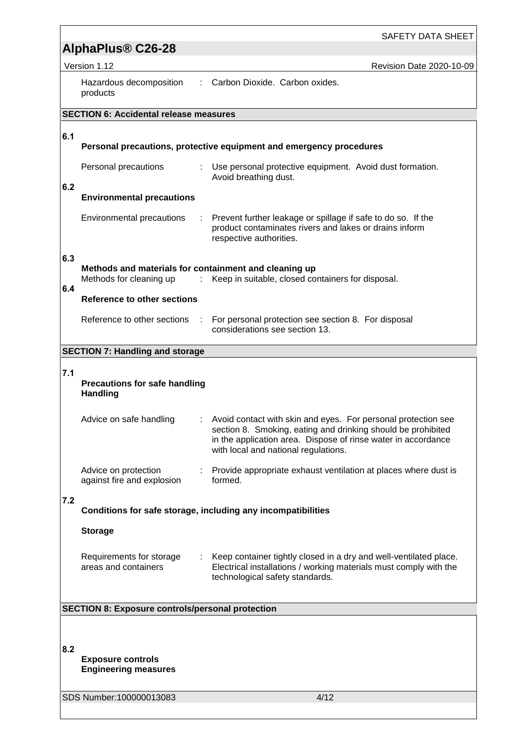| | | |
|---|---|---|
| Hazardous decomposition products | : | Carbon Dioxide. Carbon oxides. |

## SECTION 6: Accidental release measures

### 6.1 Personal precautions, protective equipment and emergency procedures

| | | |
|---|---|---|
| Personal precautions | : | Use personal protective equipment. Avoid dust formation. Avoid breathing dust. |

### 6.2 Environmental precautions

| | | |
|---|---|---|
| Environmental precautions | : | Prevent further leakage or spillage if safe to do so. If the product contaminates rivers and lakes or drains inform respective authorities. |

### 6.3 Methods and materials for containment and cleaning up

| | | |
|---|---|---|
| Methods for cleaning up | : | Keep in suitable, closed containers for disposal. |

### 6.4 Reference to other sections

| | | |
|---|---|---|
| Reference to other sections | : | For personal protection see section 8. For disposal considerations see section 13. |

## SECTION 7: Handling and storage

### 7.1 Precautions for safe handling

**Handling**

| | | |
|---|---|---|
| Advice on safe handling | : | Avoid contact with skin and eyes. For personal protection see section 8. Smoking, eating and drinking should be prohibited in the application area. Dispose of rinse water in accordance with local and national regulations. |
| Advice on protection against fire and explosion | : | Provide appropriate exhaust ventilation at places where dust is formed. |

### 7.2 Conditions for safe storage, including any incompatibilities

**Storage**

| | | |
|---|---|---|
| Requirements for storage areas and containers | : | Keep container tightly closed in a dry and well-ventilated place. Electrical installations / working materials must comply with the technological safety standards. |

## SECTION 8: Exposure controls/personal protection

### 8.2 Exposure controls

**Engineering measures**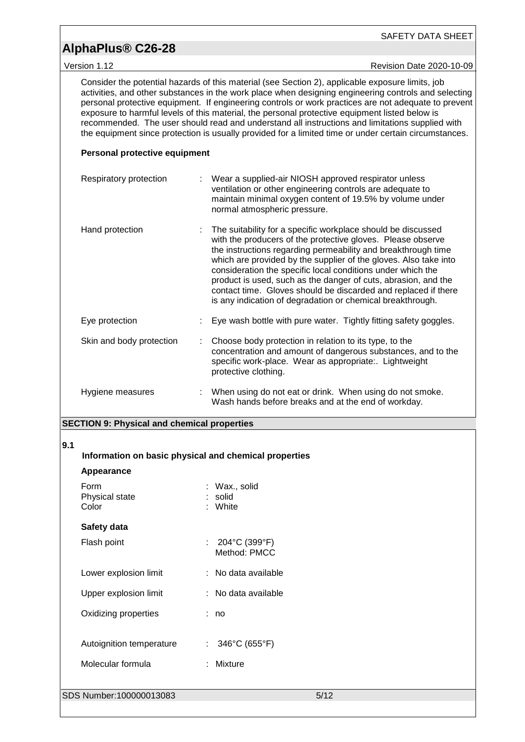Consider the potential hazards of this material (see Section 2), applicable exposure limits, job activities, and other substances in the work place when designing engineering controls and selecting personal protective equipment. If engineering controls or work practices are not adequate to prevent exposure to harmful levels of this material, the personal protective equipment listed below is recommended. The user should read and understand all instructions and limitations supplied with the equipment since protection is usually provided for a limited time or under certain circumstances.

**Personal protective equipment**

| | | |
|---|---|---|
| Respiratory protection | : | Wear a supplied-air NIOSH approved respirator unless ventilation or other engineering controls are adequate to maintain minimal oxygen content of 19.5% by volume under normal atmospheric pressure. |
| Hand protection | : | The suitability for a specific workplace should be discussed with the producers of the protective gloves. Please observe the instructions regarding permeability and breakthrough time which are provided by the supplier of the gloves. Also take into consideration the specific local conditions under which the product is used, such as the danger of cuts, abrasion, and the contact time. Gloves should be discarded and replaced if there is any indication of degradation or chemical breakthrough. |
| Eye protection | : | Eye wash bottle with pure water. Tightly fitting safety goggles. |
| Skin and body protection | : | Choose body protection in relation to its type, to the concentration and amount of dangerous substances, and to the specific work-place. Wear as appropriate:. Lightweight protective clothing. |
| Hygiene measures | : | When using do not eat or drink. When using do not smoke. Wash hands before breaks and at the end of workday. |

## SECTION 9: Physical and chemical properties

### 9.1 Information on basic physical and chemical properties

**Appearance**

| | | |
|---|---|---|
| Form | : | Wax., solid |
| Physical state | : | solid |
| Color | : | White |

**Safety data**

| | | |
|---|---|---|
| Flash point | : | 204°C (399°F) Method: PMCC |
| Lower explosion limit | : | No data available |
| Upper explosion limit | : | No data available |
| Oxidizing properties | : | no |
| Autoignition temperature | : | 346°C (655°F) |
| Molecular formula | : | Mixture |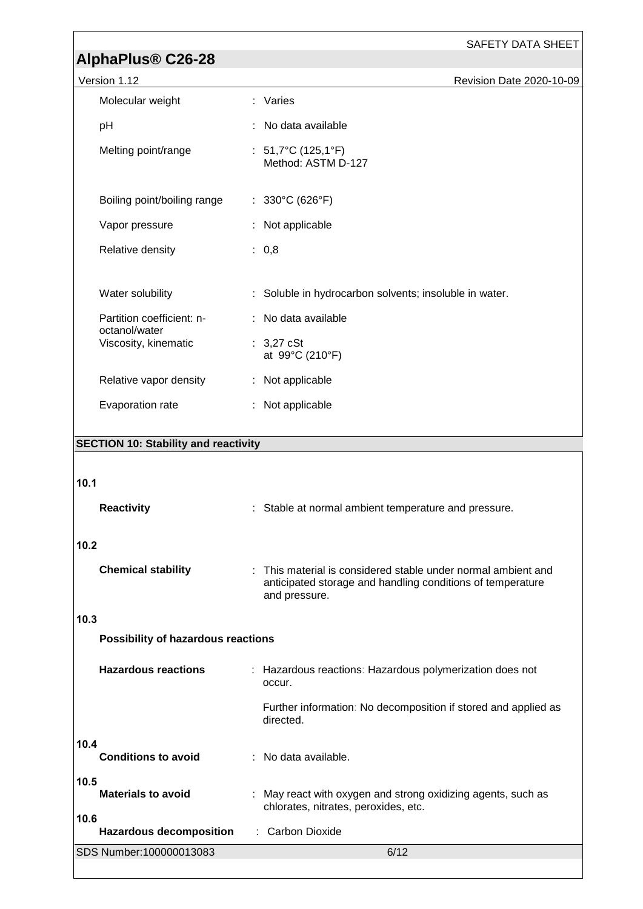| Property | | Value |
|---|---|---|
| Molecular weight | : | Varies |
| pH | : | No data available |
| Melting point/range | : | 51,7°C (125,1°F)<br>Method: ASTM D-127 |
| Boiling point/boiling range | : | 330°C (626°F) |
| Vapor pressure | : | Not applicable |
| Relative density | : | 0,8 |
| Water solubility | : | Soluble in hydrocarbon solvents; insoluble in water. |
| Partition coefficient: n-octanol/water | : | No data available |
| Viscosity, kinematic | : | 3,27 cSt<br>at 99°C (210°F) |
| Relative vapor density | : | Not applicable |
| Evaporation rate | : | Not applicable |

## SECTION 10: Stability and reactivity

**10.1**

**Reactivity** : Stable at normal ambient temperature and pressure.

**10.2**

**Chemical stability** : This material is considered stable under normal ambient and anticipated storage and handling conditions of temperature and pressure.

**10.3**

**Possibility of hazardous reactions**

**Hazardous reactions** : Hazardous reactions: Hazardous polymerization does not occur.

Further information: No decomposition if stored and applied as directed.

**10.4**

**Conditions to avoid** : No data available.

**10.5**

**Materials to avoid** : May react with oxygen and strong oxidizing agents, such as chlorates, nitrates, peroxides, etc.

**10.6**

**Hazardous decomposition** : Carbon Dioxide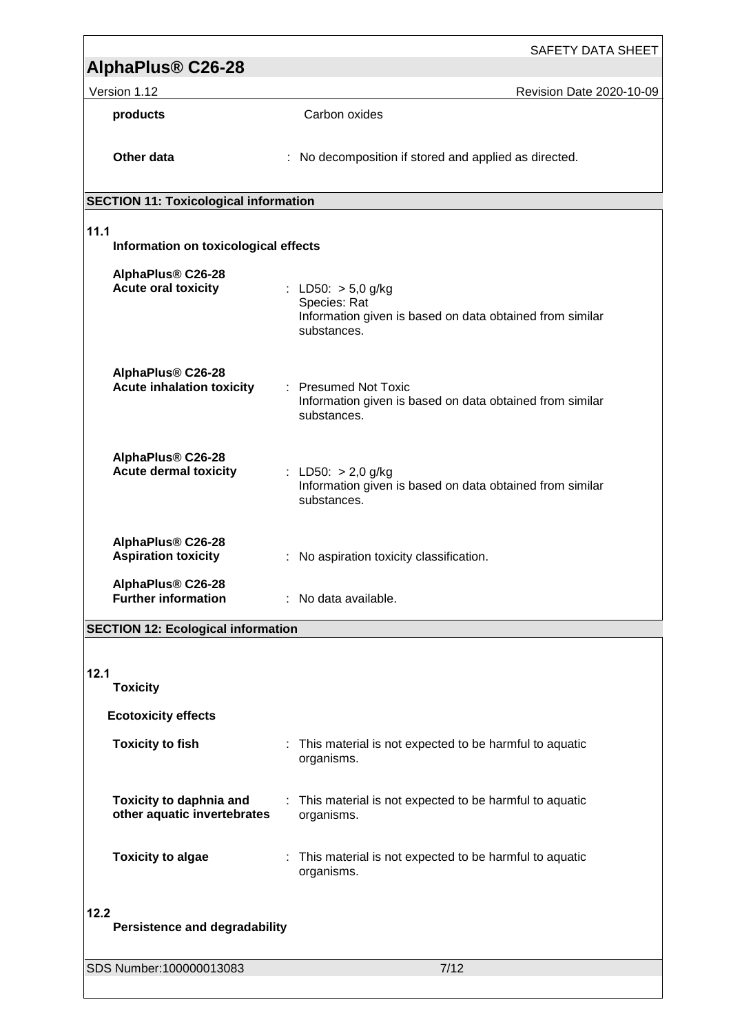| | |
|---|---|
| **products** | Carbon oxides |
| **Other data** | : No decomposition if stored and applied as directed. |

## SECTION 11: Toxicological information

**11.1 Information on toxicological effects**

| | |
|---|---|
| **AlphaPlus® C26-28**<br>**Acute oral toxicity** | : LD50: > 5,0 g/kg<br>Species: Rat<br>Information given is based on data obtained from similar substances. |
| **AlphaPlus® C26-28**<br>**Acute inhalation toxicity** | : Presumed Not Toxic<br>Information given is based on data obtained from similar substances. |
| **AlphaPlus® C26-28**<br>**Acute dermal toxicity** | : LD50: > 2,0 g/kg<br>Information given is based on data obtained from similar substances. |
| **AlphaPlus® C26-28**<br>**Aspiration toxicity** | : No aspiration toxicity classification. |
| **AlphaPlus® C26-28**<br>**Further information** | : No data available. |

## SECTION 12: Ecological information

**12.1 Toxicity**

**Ecotoxicity effects**

| | |
|---|---|
| **Toxicity to fish** | : This material is not expected to be harmful to aquatic organisms. |
| **Toxicity to daphnia and other aquatic invertebrates** | : This material is not expected to be harmful to aquatic organisms. |
| **Toxicity to algae** | : This material is not expected to be harmful to aquatic organisms. |

**12.2 Persistence and degradability**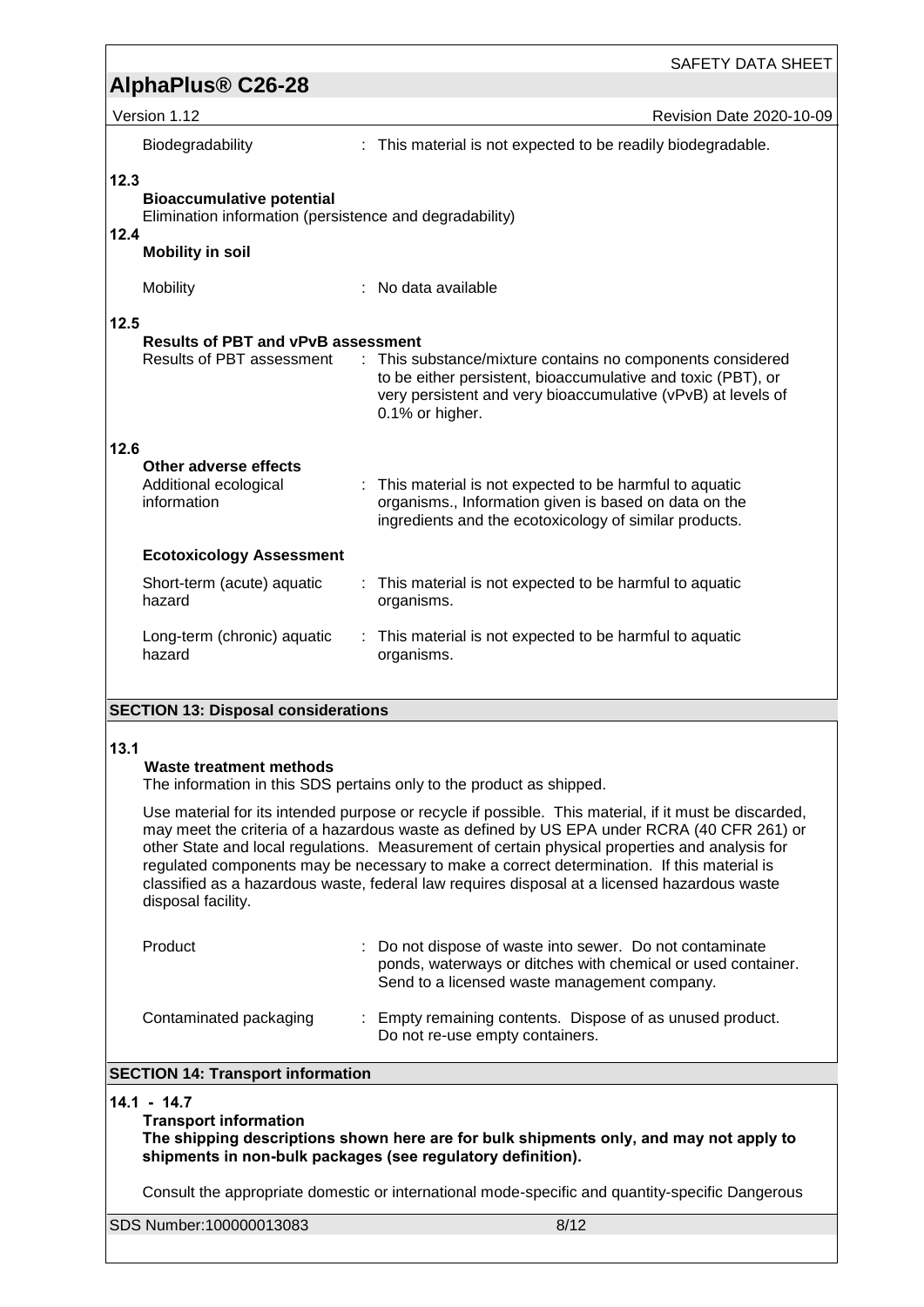| | | |
|---|---|---|
| Biodegradability | : | This material is not expected to be readily biodegradable. |

**12.3**

**Bioaccumulative potential**

Elimination information (persistence and degradability)

**12.4**

**Mobility in soil**

| | | |
|---|---|---|
| Mobility | : | No data available |

**12.5**

**Results of PBT and vPvB assessment**

| | | |
|---|---|---|
| Results of PBT assessment | : | This substance/mixture contains no components considered to be either persistent, bioaccumulative and toxic (PBT), or very persistent and very bioaccumulative (vPvB) at levels of 0.1% or higher. |

**12.6**

**Other adverse effects**

| | | |
|---|---|---|
| Additional ecological information | : | This material is not expected to be harmful to aquatic organisms., Information given is based on data on the ingredients and the ecotoxicology of similar products. |

**Ecotoxicology Assessment**

| | | |
|---|---|---|
| Short-term (acute) aquatic hazard | : | This material is not expected to be harmful to aquatic organisms. |
| Long-term (chronic) aquatic hazard | : | This material is not expected to be harmful to aquatic organisms. |

## SECTION 13: Disposal considerations

**13.1**

**Waste treatment methods**

The information in this SDS pertains only to the product as shipped.

Use material for its intended purpose or recycle if possible. This material, if it must be discarded, may meet the criteria of a hazardous waste as defined by US EPA under RCRA (40 CFR 261) or other State and local regulations. Measurement of certain physical properties and analysis for regulated components may be necessary to make a correct determination. If this material is classified as a hazardous waste, federal law requires disposal at a licensed hazardous waste disposal facility.

| | | |
|---|---|---|
| Product | : | Do not dispose of waste into sewer. Do not contaminate ponds, waterways or ditches with chemical or used container. Send to a licensed waste management company. |
| Contaminated packaging | : | Empty remaining contents. Dispose of as unused product. Do not re-use empty containers. |

## SECTION 14: Transport information

**14.1 - 14.7**

**Transport information**

**The shipping descriptions shown here are for bulk shipments only, and may not apply to shipments in non-bulk packages (see regulatory definition).**

Consult the appropriate domestic or international mode-specific and quantity-specific Dangerous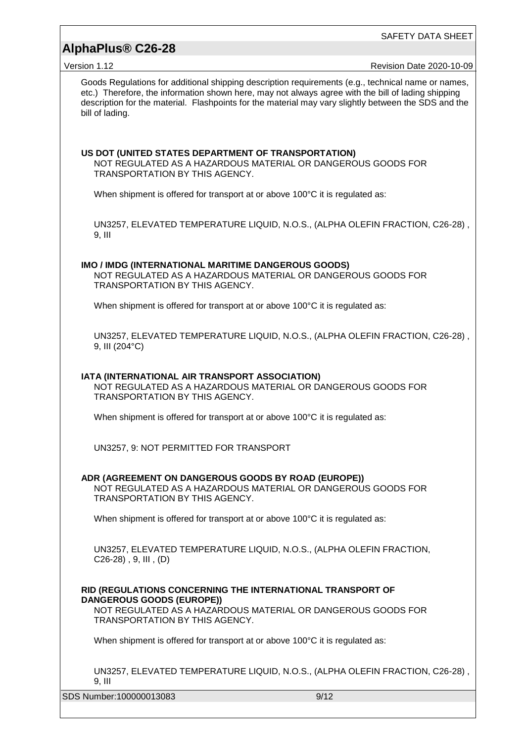Goods Regulations for additional shipping description requirements (e.g., technical name or names, etc.) Therefore, the information shown here, may not always agree with the bill of lading shipping description for the material. Flashpoints for the material may vary slightly between the SDS and the bill of lading.

**US DOT (UNITED STATES DEPARTMENT OF TRANSPORTATION)**

NOT REGULATED AS A HAZARDOUS MATERIAL OR DANGEROUS GOODS FOR TRANSPORTATION BY THIS AGENCY.

When shipment is offered for transport at or above 100°C it is regulated as:

UN3257, ELEVATED TEMPERATURE LIQUID, N.O.S., (ALPHA OLEFIN FRACTION, C26-28) , 9, III

**IMO / IMDG (INTERNATIONAL MARITIME DANGEROUS GOODS)**

NOT REGULATED AS A HAZARDOUS MATERIAL OR DANGEROUS GOODS FOR TRANSPORTATION BY THIS AGENCY.

When shipment is offered for transport at or above 100°C it is regulated as:

UN3257, ELEVATED TEMPERATURE LIQUID, N.O.S., (ALPHA OLEFIN FRACTION, C26-28) , 9, III (204°C)

**IATA (INTERNATIONAL AIR TRANSPORT ASSOCIATION)**

NOT REGULATED AS A HAZARDOUS MATERIAL OR DANGEROUS GOODS FOR TRANSPORTATION BY THIS AGENCY.

When shipment is offered for transport at or above 100°C it is regulated as:

UN3257, 9: NOT PERMITTED FOR TRANSPORT

**ADR (AGREEMENT ON DANGEROUS GOODS BY ROAD (EUROPE))**

NOT REGULATED AS A HAZARDOUS MATERIAL OR DANGEROUS GOODS FOR TRANSPORTATION BY THIS AGENCY.

When shipment is offered for transport at or above 100°C it is regulated as:

UN3257, ELEVATED TEMPERATURE LIQUID, N.O.S., (ALPHA OLEFIN FRACTION, C26-28) , 9, III , (D)

**RID (REGULATIONS CONCERNING THE INTERNATIONAL TRANSPORT OF DANGEROUS GOODS (EUROPE))**

NOT REGULATED AS A HAZARDOUS MATERIAL OR DANGEROUS GOODS FOR TRANSPORTATION BY THIS AGENCY.

When shipment is offered for transport at or above 100°C it is regulated as:

UN3257, ELEVATED TEMPERATURE LIQUID, N.O.S., (ALPHA OLEFIN FRACTION, C26-28) , 9, III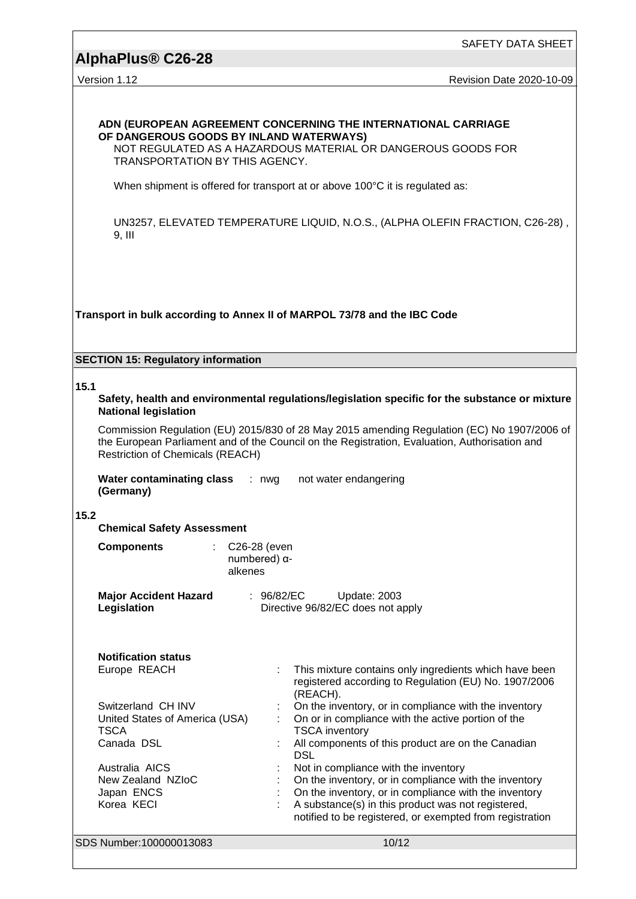**ADN (EUROPEAN AGREEMENT CONCERNING THE INTERNATIONAL CARRIAGE OF DANGEROUS GOODS BY INLAND WATERWAYS)**

NOT REGULATED AS A HAZARDOUS MATERIAL OR DANGEROUS GOODS FOR TRANSPORTATION BY THIS AGENCY.

When shipment is offered for transport at or above 100°C it is regulated as:

UN3257, ELEVATED TEMPERATURE LIQUID, N.O.S., (ALPHA OLEFIN FRACTION, C26-28) , 9, III

**Transport in bulk according to Annex II of MARPOL 73/78 and the IBC Code**

## SECTION 15: Regulatory information

**15.1**

**Safety, health and environmental regulations/legislation specific for the substance or mixture**

**National legislation**

Commission Regulation (EU) 2015/830 of 28 May 2015 amending Regulation (EC) No 1907/2006 of the European Parliament and of the Council on the Registration, Evaluation, Authorisation and Restriction of Chemicals (REACH)

**Water contaminating class (Germany)** : nwg not water endangering

**15.2**

**Chemical Safety Assessment**

**Components** : C26-28 (even numbered) α-alkenes

**Major Accident Hazard Legislation** : 96/82/EC Update: 2003
Directive 96/82/EC does not apply

**Notification status**

| | | |
|---|---|---|
| Europe REACH | : | This mixture contains only ingredients which have been registered according to Regulation (EU) No. 1907/2006 (REACH). |
| Switzerland CH INV | : | On the inventory, or in compliance with the inventory |
| United States of America (USA) TSCA | : | On or in compliance with the active portion of the TSCA inventory |
| Canada DSL | : | All components of this product are on the Canadian DSL |
| Australia AICS | : | Not in compliance with the inventory |
| New Zealand NZIoC | : | On the inventory, or in compliance with the inventory |
| Japan ENCS | : | On the inventory, or in compliance with the inventory |
| Korea KECI | : | A substance(s) in this product was not registered, notified to be registered, or exempted from registration |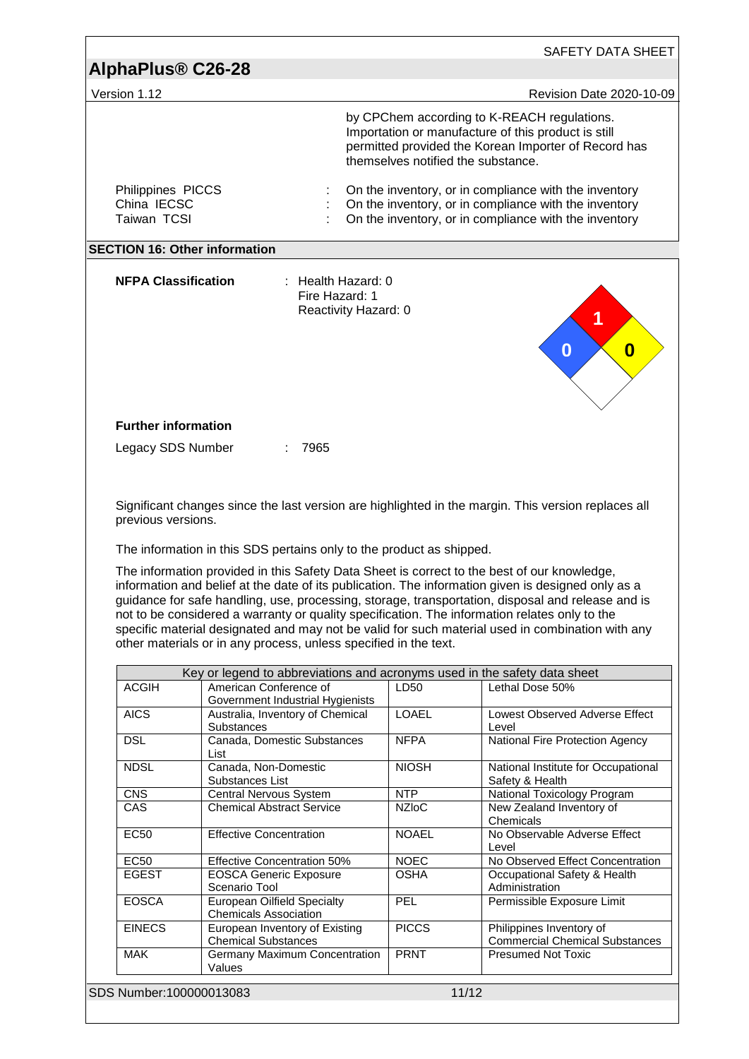by CPChem according to K-REACH regulations. Importation or manufacture of this product is still permitted provided the Korean Importer of Record has themselves notified the substance.

Philippines PICCS : On the inventory, or in compliance with the inventory
China IECSC : On the inventory, or in compliance with the inventory
Taiwan TCSI : On the inventory, or in compliance with the inventory

## SECTION 16: Other information

**NFPA Classification** : Health Hazard: 0
Fire Hazard: 1
Reactivity Hazard: 0

**Further information**

Legacy SDS Number : 7965

Significant changes since the last version are highlighted in the margin. This version replaces all previous versions.

The information in this SDS pertains only to the product as shipped.

The information provided in this Safety Data Sheet is correct to the best of our knowledge, information and belief at the date of its publication. The information given is designed only as a guidance for safe handling, use, processing, storage, transportation, disposal and release and is not to be considered a warranty or quality specification. The information relates only to the specific material designated and may not be valid for such material used in combination with any other materials or in any process, unless specified in the text.

| Key or legend to abbreviations and acronyms used in the safety data sheet | | | |
|---|---|---|---|
| ACGIH | American Conference of Government Industrial Hygienists | LD50 | Lethal Dose 50% |
| AICS | Australia, Inventory of Chemical Substances | LOAEL | Lowest Observed Adverse Effect Level |
| DSL | Canada, Domestic Substances List | NFPA | National Fire Protection Agency |
| NDSL | Canada, Non-Domestic Substances List | NIOSH | National Institute for Occupational Safety & Health |
| CNS | Central Nervous System | NTP | National Toxicology Program |
| CAS | Chemical Abstract Service | NZIoC | New Zealand Inventory of Chemicals |
| EC50 | Effective Concentration | NOAEL | No Observable Adverse Effect Level |
| EC50 | Effective Concentration 50% | NOEC | No Observed Effect Concentration |
| EGEST | EOSCA Generic Exposure Scenario Tool | OSHA | Occupational Safety & Health Administration |
| EOSCA | European Oilfield Specialty Chemicals Association | PEL | Permissible Exposure Limit |
| EINECS | European Inventory of Existing Chemical Substances | PICCS | Philippines Inventory of Commercial Chemical Substances |
| MAK | Germany Maximum Concentration Values | PRNT | Presumed Not Toxic |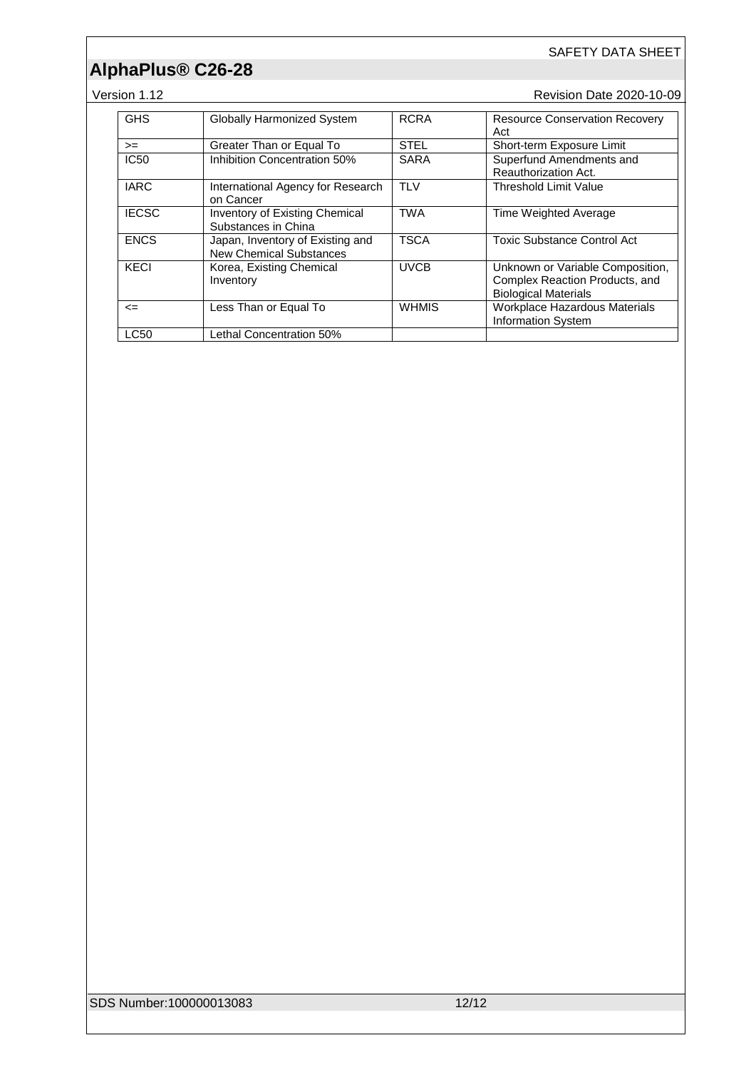| | | | |
|---|---|---|---|
| GHS | Globally Harmonized System | RCRA | Resource Conservation Recovery Act |
| >= | Greater Than or Equal To | STEL | Short-term Exposure Limit |
| IC50 | Inhibition Concentration 50% | SARA | Superfund Amendments and Reauthorization Act. |
| IARC | International Agency for Research on Cancer | TLV | Threshold Limit Value |
| IECSC | Inventory of Existing Chemical Substances in China | TWA | Time Weighted Average |
| ENCS | Japan, Inventory of Existing and New Chemical Substances | TSCA | Toxic Substance Control Act |
| KECI | Korea, Existing Chemical Inventory | UVCB | Unknown or Variable Composition, Complex Reaction Products, and Biological Materials |
| <= | Less Than or Equal To | WHMIS | Workplace Hazardous Materials Information System |
| LC50 | Lethal Concentration 50% | | |